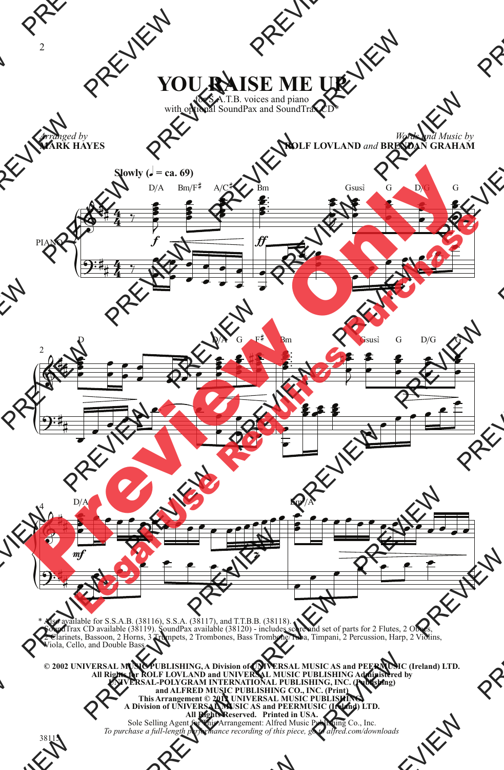# YOU RAISE ME UP

for S.A.T.B. voices and piano
with optional SoundPax and SoundTrax CD*

*Arranged by*
**MARK HAYES**

*Words and Music by*
**ROLF LOVLAND** *and* **BRENDAN GRAHAM**

**Slowly (♩ = ca. 69)**

D/A Bm/F♯ A/C♯ Bm Gsus2/4 G D/G G

PIANO

D D/A G F♯ Bm Gsus2/4 G D/G G

D/A Em7/A

\* Also available for S.S.A.B. (38116), S.S.A. (38117), and T.T.B.B. (38118).
SoundTrax CD available (38119). SoundPax available (38120) - includes score and set of parts for 2 Flutes, 2 Oboes, 2 Clarinets, Bassoon, 2 Horns, 3 Trumpets, 2 Trombones, Bass Trombone/Tuba, Timpani, 2 Percussion, Harp, 2 Violins, Viola, Cello, and Double Bass.

**© 2002 UNIVERSAL MUSIC PUBLISHING, A Division of UNIVERSAL MUSIC AS and PEERMUSIC (Ireland) LTD.**
**All Rights for ROLF LOVLAND and UNIVERSAL MUSIC PUBLISHING Administered by**
**UNIVERSAL-POLYGRAM INTERNATIONAL PUBLISHING, INC. (Publishing)**
**and ALFRED MUSIC PUBLISHING CO., INC. (Print)**
**This Arrangement © 2012 UNIVERSAL MUSIC PUBLISHING,**
**A Division of UNIVERSAL MUSIC AS and PEERMUSIC (Ireland) LTD.**
**All Rights Reserved. Printed in USA.**
Sole Selling Agent for This Arrangement: Alfred Music Publishing Co., Inc.
*To purchase a full-length performance recording of this piece, go to alfred.com/downloads*

38115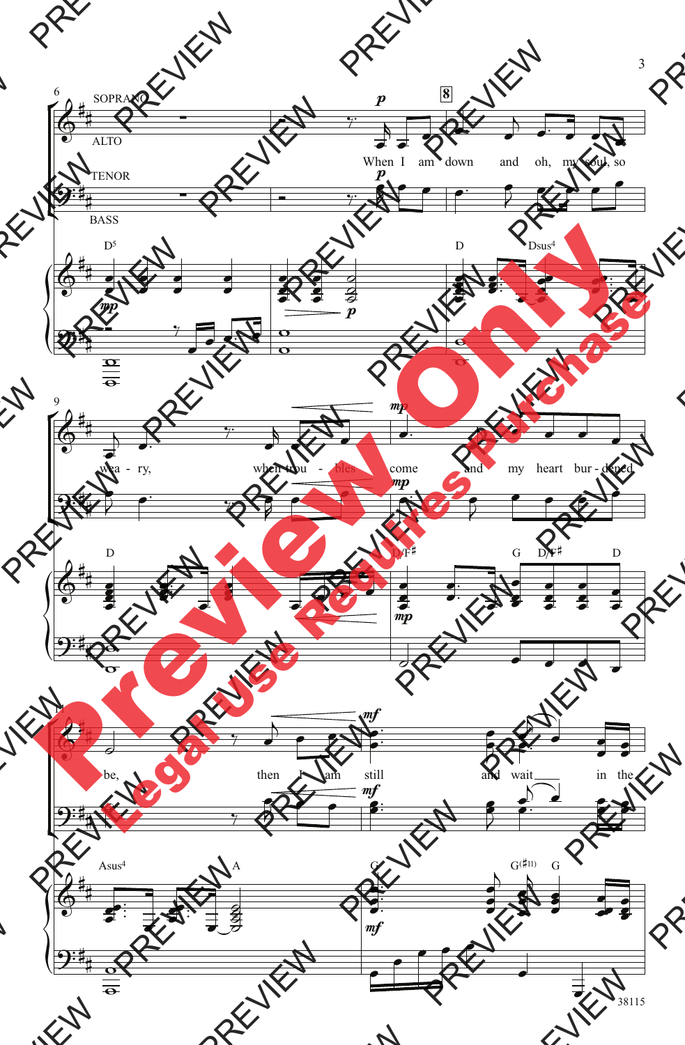SOPRANO

ALTO

TENOR

BASS

When I am down and oh, my soul, so

wea - ry, when trou - bles come and my heart bur - dened

be, then I am still and wait in the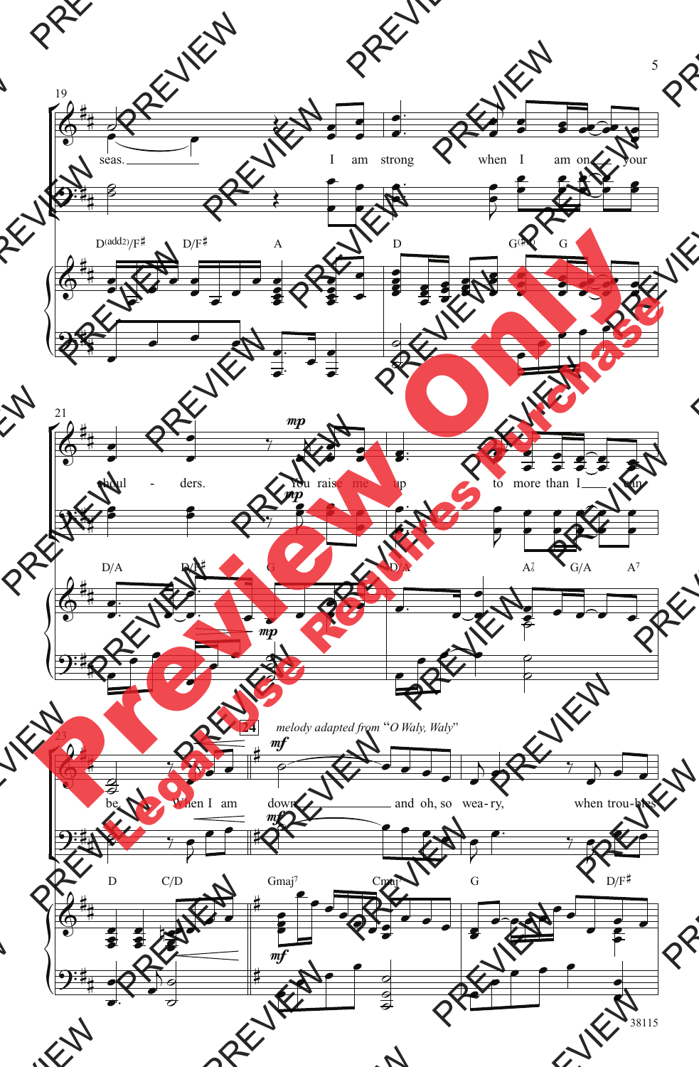19

seas. I am strong when I am on your

D(add2)/F♯ D/F♯ A D G(♯4) G

21

shoul - ders. You raise me up to more than I can

*mp*

D/A D/F♯ G D/A A⁷₆ G/A A⁷

23

24 *melody adapted from "O Waly, Waly"*

be. When I am down and oh, so wea-ry, when trou-bles

*mf*

D C/D Gmaj⁷ Cmaj⁷ G D/F♯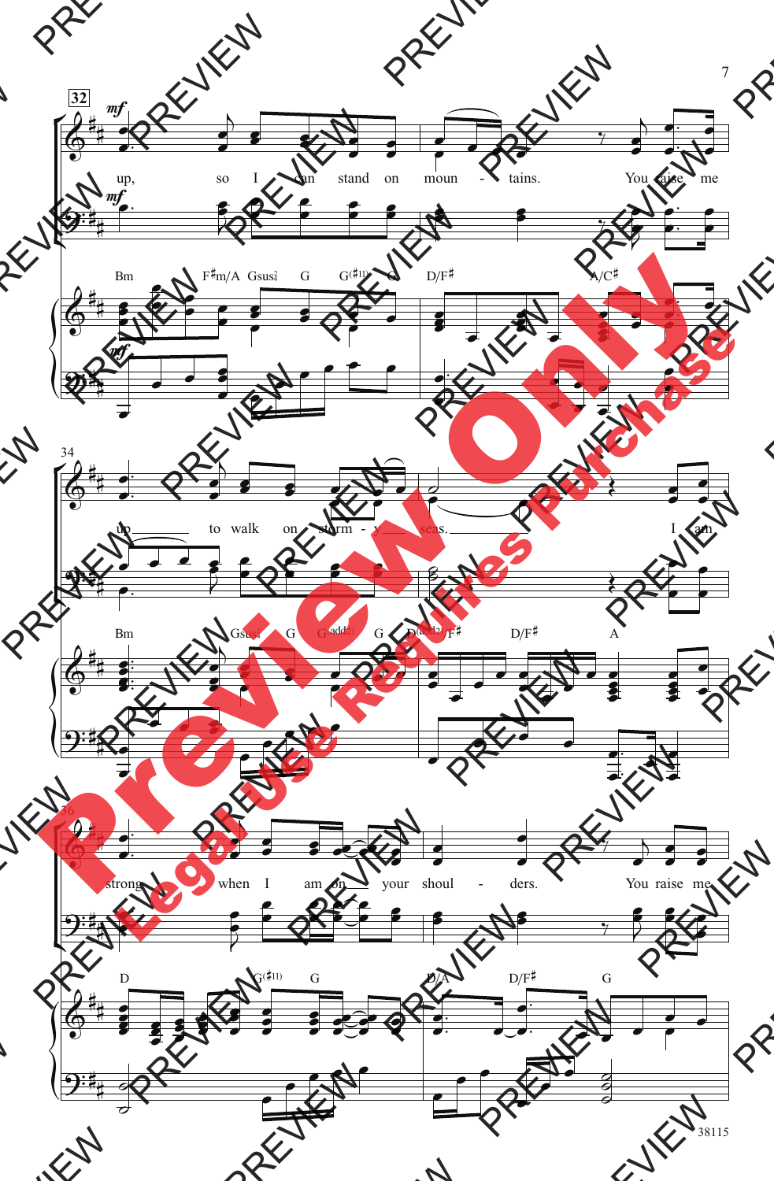**32** *mf*

up, so I can stand on moun - tains. You raise me

Bm F♯m/A Gsus2/4 G G(♯11) G D/F♯ A/C♯

34

up to walk on storm - y seas. I am

Bm Gsus2/4 G G(add2) G D(add2)/F♯ D/F♯ A

36

strong when I am on your shoul - ders. You raise me

D G(♯11) G D/A D/F♯ G

Preview Only

Legal Use Requires Purchase

38115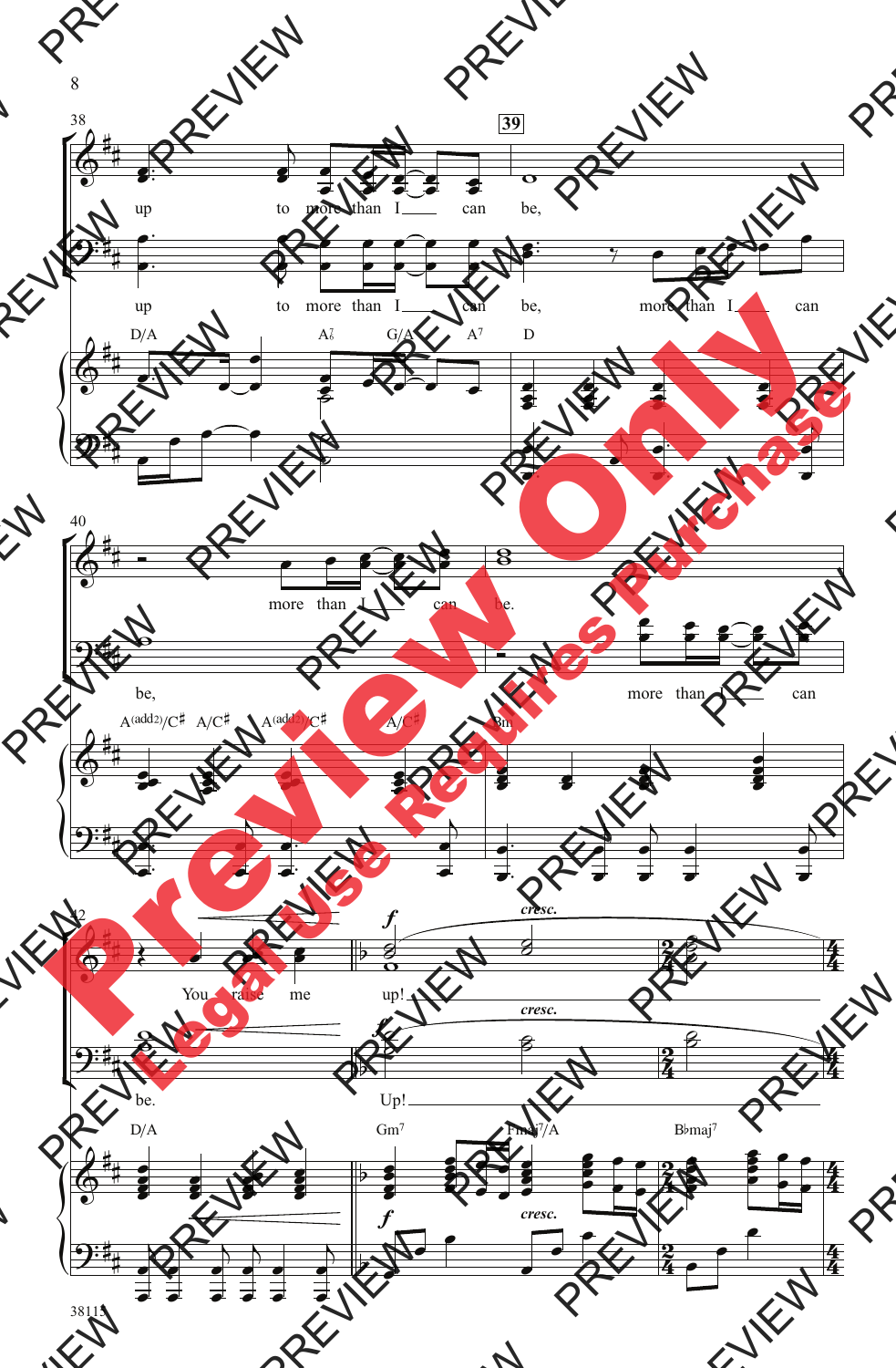38 **39**

up to more than I can be,

up to more than I can be, more than I can

D/A A♭7 G/A A7 D

40

more than I can be.

be, more than I can

A(add2)/C♯ A/C♯ A(add2)/C♯ A/C♯ Bm

42

*f* *cresc.*

You raise me up!

*f* *cresc.*

be. Up!

D/A Gm7 Fmaj7/A B♭maj7

*f* *cresc.*

38115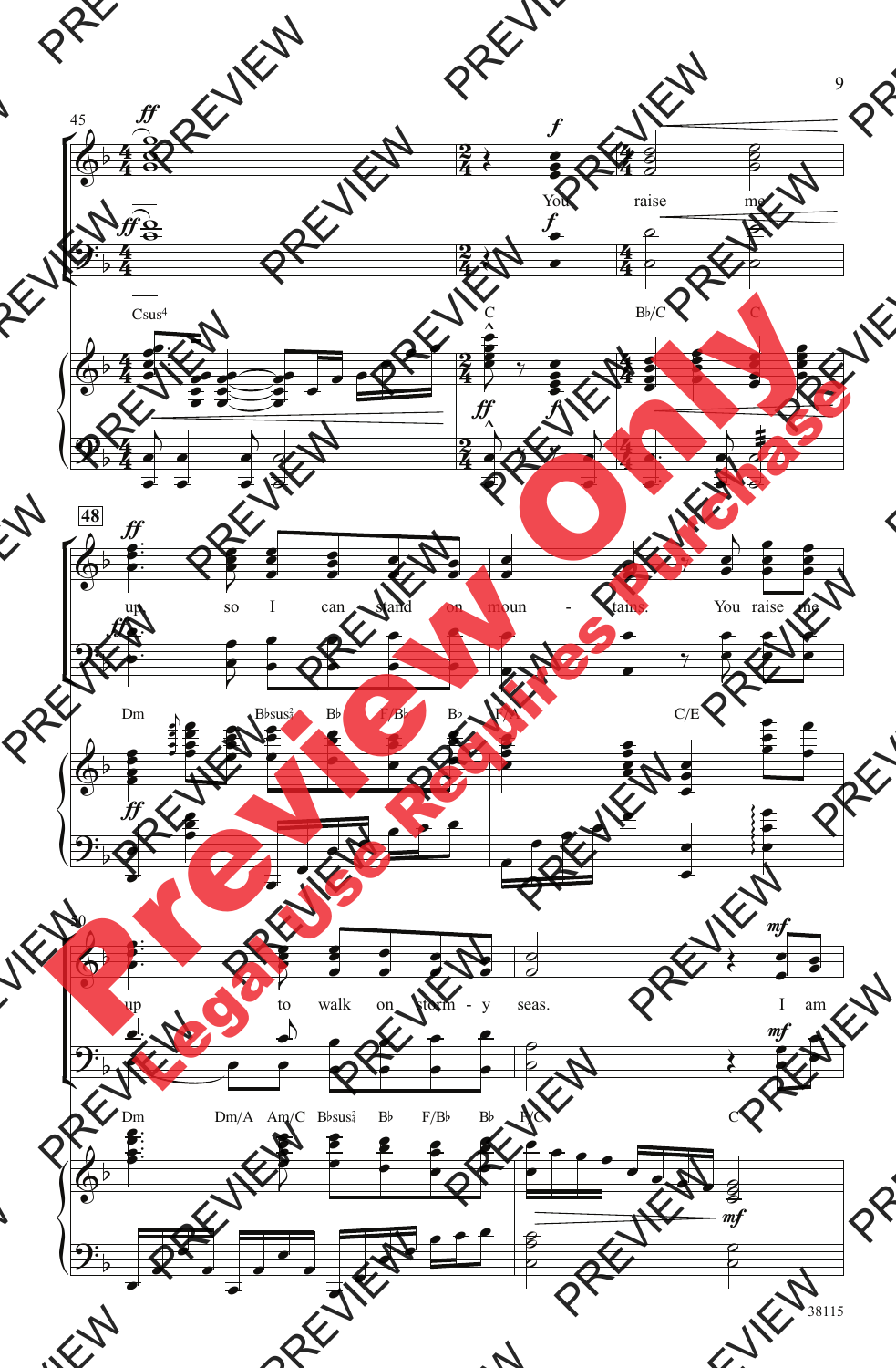You raise me up, so I can stand on moun - tains. You raise me up to walk on storm - y seas. I am

Csus4 C B♭/C C

Dm B♭sus2 B♭ F/B♭ B♭ F/A C/E

Dm Dm/A Am/C B♭sus2 B♭ F/B♭ B♭ F/C C

38115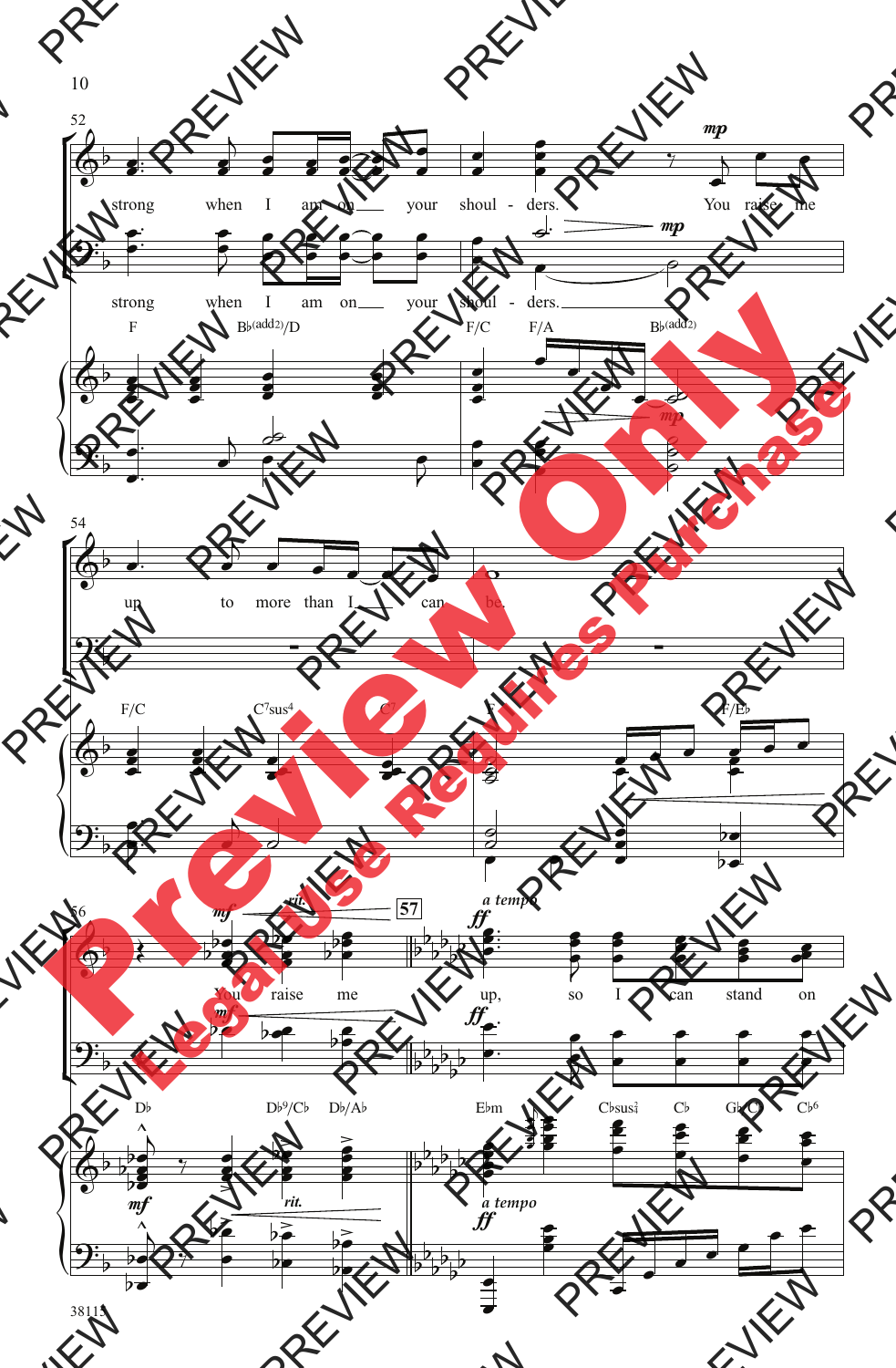strong when I am on your shoul - ders. You raise me

strong when I am on your shoul - ders.

F Bb(add2)/D F/C F/A Bb(add2)

up to more than I can be.

F/C C7sus4 C7 F F/Eb

You raise me up, so I can stand on

Db Db9/Cb Db/Ab Ebm Cbsus2 Cb Gb/Cb Cb6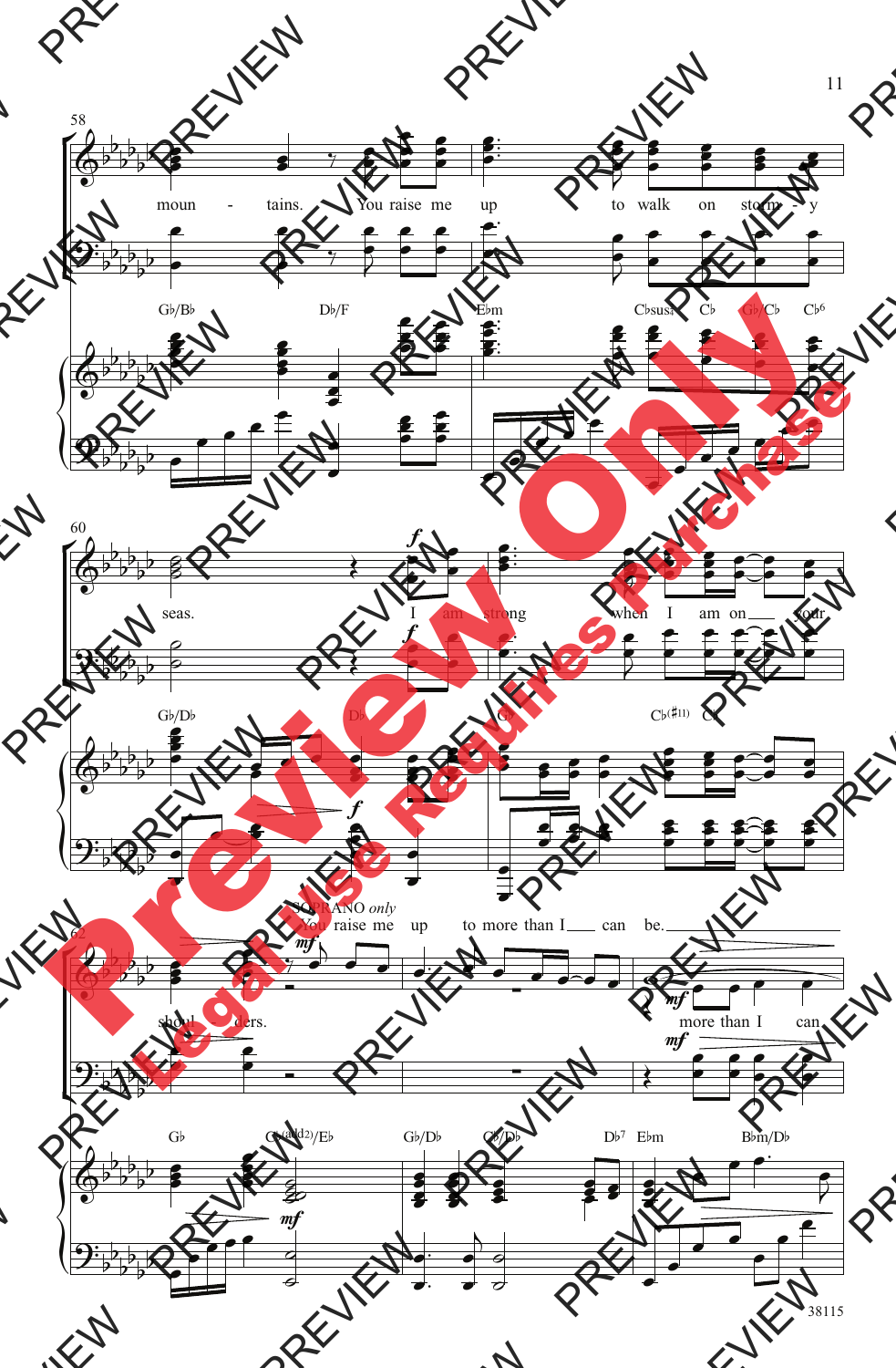58

moun - tains. You raise me up to walk on storm - y

G♭/B♭ D♭/F E♭m C♭sus2 C♭ G♭/C♭ C♭6

60

seas. *f* I am strong when I am on your

G♭/D♭ D♭ *f* G♭ C♭(♯11) C♭

62

SOPRANO *only*

*mf* You raise me up to more than I can be.

shoul - ders. *mf* more than I can

G♭ G♭(add2)/E♭ *mf* G♭/D♭ C♭/D♭ D♭7 E♭m B♭m/D♭

38115